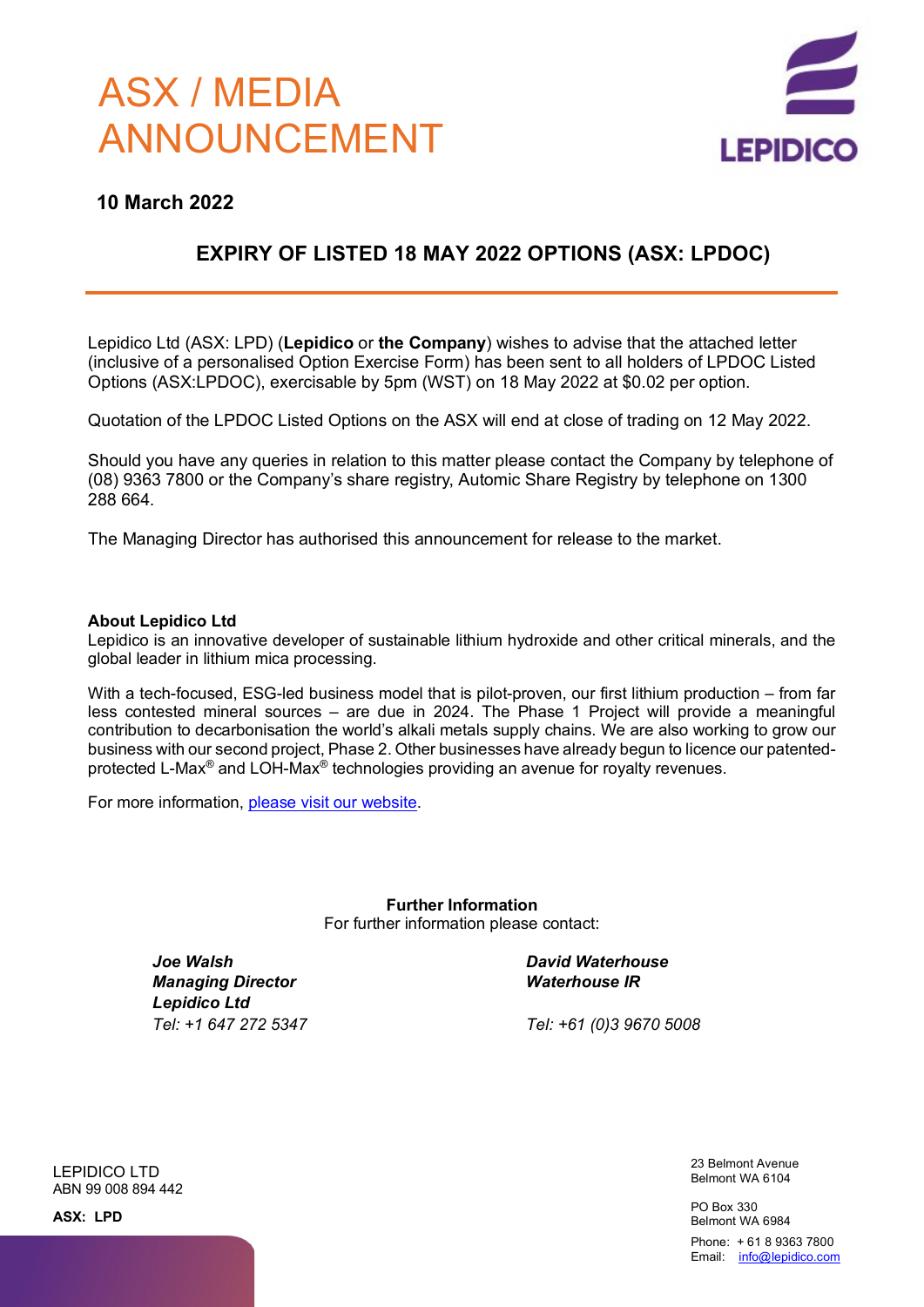# ASX / MEDIA ANNOUNCEMENT

**10 March 2022**

## EXPIRY OF LISTED 18 MAY 2022 OPTIONS (ASX: LPDOC)

Lepidico Ltd (ASX: LPD) (**Lepidico** or **the Company**) wishes to advise that the attached letter (inclusive of a personalised Option Exercise Form) has been sent to all holders of LPDOC Listed Options (ASX:LPDOC), exercisable by 5pm (WST) on 18 May 2022 at $0.02 per option.

Quotation of the LPDOC Listed Options on the ASX will end at close of trading on 12 May 2022.

Should you have any queries in relation to this matter please contact the Company by telephone of (08) 9363 7800 or the Company's share registry, Automic Share Registry by telephone on 1300 288 664.

The Managing Director has authorised this announcement for release to the market.

**About Lepidico Ltd**

Lepidico is an innovative developer of sustainable lithium hydroxide and other critical minerals, and the global leader in lithium mica processing.

With a tech-focused, ESG-led business model that is pilot-proven, our first lithium production – from far less contested mineral sources – are due in 2024. The Phase 1 Project will provide a meaningful contribution to decarbonisation the world's alkali metals supply chains. We are also working to grow our business with our second project, Phase 2. Other businesses have already begun to licence our patented-protected L-Max® and LOH-Max® technologies providing an avenue for royalty revenues.

For more information, please visit our website.

**Further Information**

For further information please contact:

***Joe Walsh***
***Managing Director***
***Lepidico Ltd***
*Tel: +1 647 272 5347*

***David Waterhouse***
***Waterhouse IR***
*Tel: +61 (0)3 9670 5008*

LEPIDICO LTD
ABN 99 008 894 442

**ASX: LPD**

23 Belmont Avenue
Belmont WA 6104

PO Box 330
Belmont WA 6984

Phone: + 61 8 9363 7800
Email: info@lepidico.com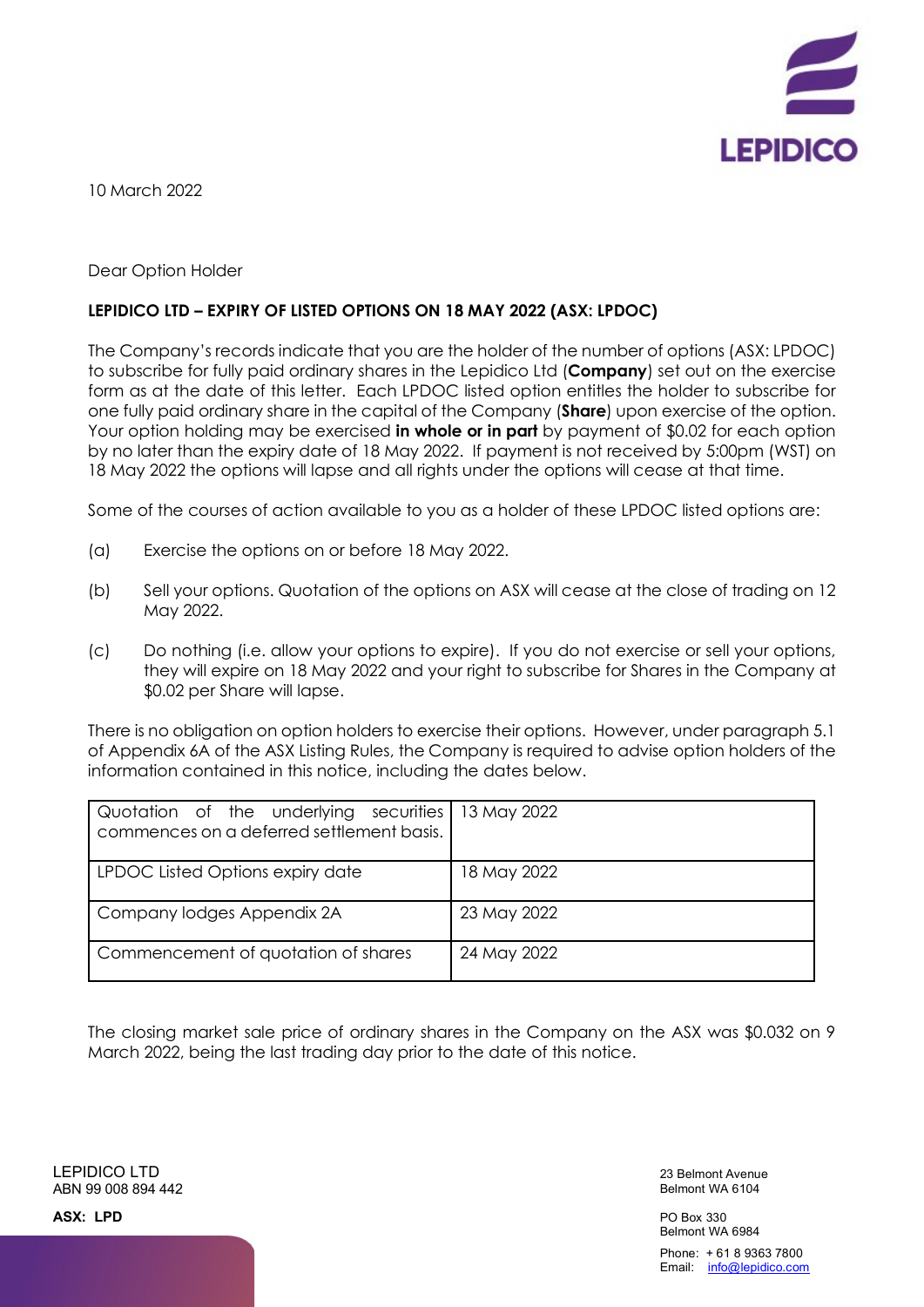10 March 2022

Dear Option Holder

**LEPIDICO LTD – EXPIRY OF LISTED OPTIONS ON 18 MAY 2022 (ASX: LPDOC)**

The Company's records indicate that you are the holder of the number of options (ASX: LPDOC) to subscribe for fully paid ordinary shares in the Lepidico Ltd (**Company**) set out on the exercise form as at the date of this letter. Each LPDOC listed option entitles the holder to subscribe for one fully paid ordinary share in the capital of the Company (**Share**) upon exercise of the option. Your option holding may be exercised **in whole or in part** by payment of $0.02 for each option by no later than the expiry date of 18 May 2022. If payment is not received by 5:00pm (WST) on 18 May 2022 the options will lapse and all rights under the options will cease at that time.

Some of the courses of action available to you as a holder of these LPDOC listed options are:

(a) Exercise the options on or before 18 May 2022.

(b) Sell your options. Quotation of the options on ASX will cease at the close of trading on 12 May 2022.

(c) Do nothing (i.e. allow your options to expire). If you do not exercise or sell your options, they will expire on 18 May 2022 and your right to subscribe for Shares in the Company at $0.02 per Share will lapse.

There is no obligation on option holders to exercise their options. However, under paragraph 5.1 of Appendix 6A of the ASX Listing Rules, the Company is required to advise option holders of the information contained in this notice, including the dates below.

| | |
|---|---|
| Quotation of the underlying securities commences on a deferred settlement basis. | 13 May 2022 |
| LPDOC Listed Options expiry date | 18 May 2022 |
| Company lodges Appendix 2A | 23 May 2022 |
| Commencement of quotation of shares | 24 May 2022 |

The closing market sale price of ordinary shares in the Company on the ASX was $0.032 on 9 March 2022, being the last trading day prior to the date of this notice.

LEPIDICO LTD
ABN 99 008 894 442

**ASX: LPD**

23 Belmont Avenue
Belmont WA 6104

PO Box 330
Belmont WA 6984

Phone: + 61 8 9363 7800
Email: info@lepidico.com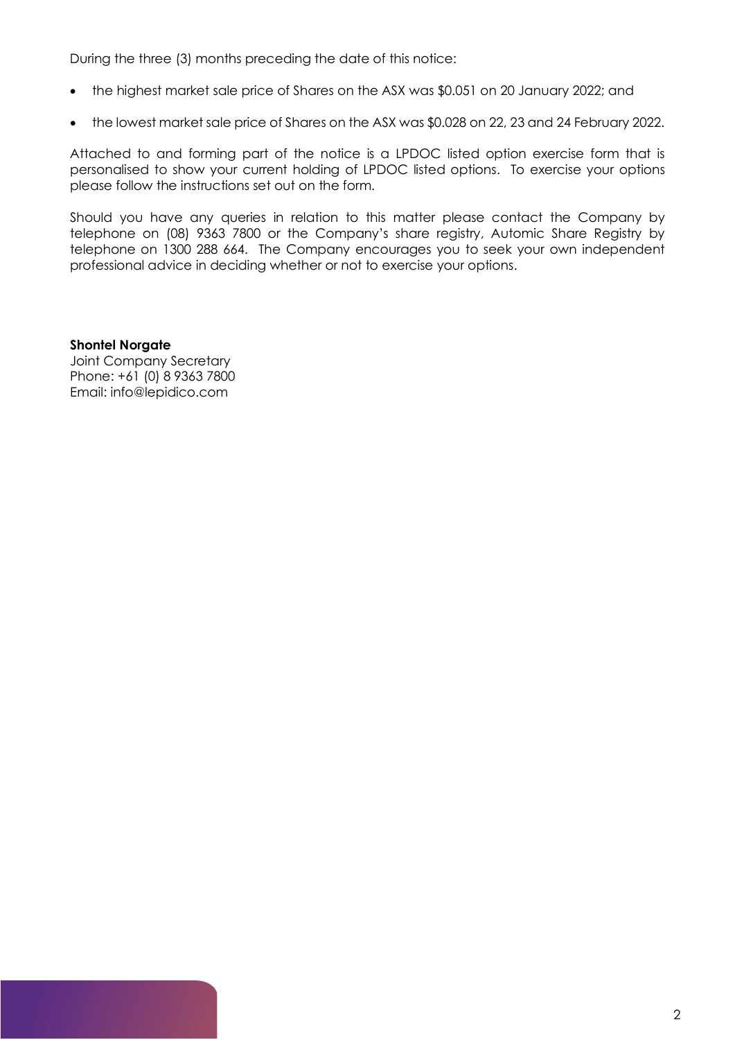During the three (3) months preceding the date of this notice:

- the highest market sale price of Shares on the ASX was $0.051 on 20 January 2022; and
- the lowest market sale price of Shares on the ASX was $0.028 on 22, 23 and 24 February 2022.

Attached to and forming part of the notice is a LPDOC listed option exercise form that is personalised to show your current holding of LPDOC listed options. To exercise your options please follow the instructions set out on the form.

Should you have any queries in relation to this matter please contact the Company by telephone on (08) 9363 7800 or the Company's share registry, Automic Share Registry by telephone on 1300 288 664. The Company encourages you to seek your own independent professional advice in deciding whether or not to exercise your options.

**Shontel Norgate**
Joint Company Secretary
Phone: +61 (0) 8 9363 7800
Email: info@lepidico.com